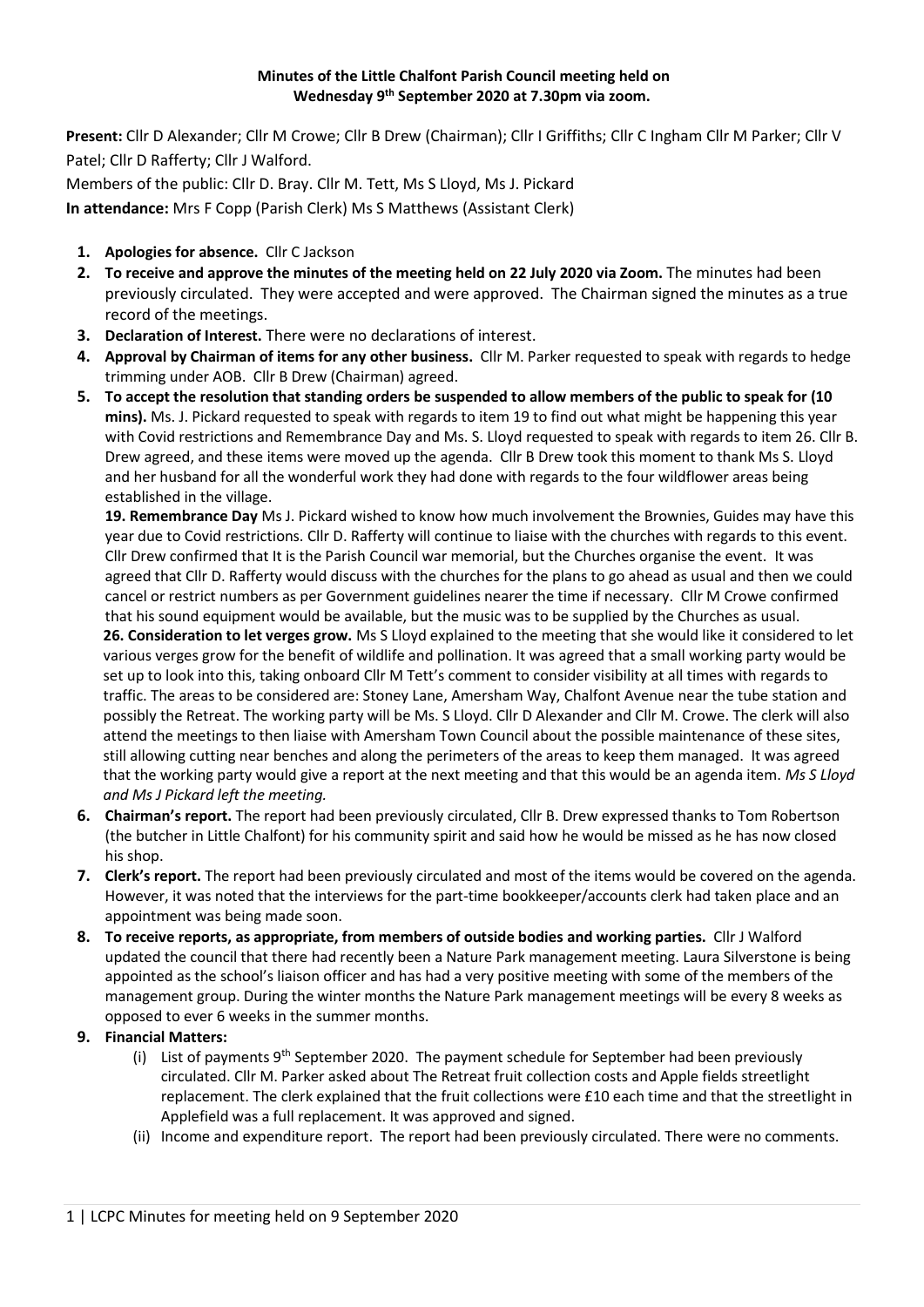**Minutes of the Little Chalfont Parish Council meeting held on Wednesday 9th September 2020 at 7.30pm via zoom.**

**Present:** Cllr D Alexander; Cllr M Crowe; Cllr B Drew (Chairman); Cllr I Griffiths; Cllr C Ingham Cllr M Parker; Cllr V Patel; Cllr D Rafferty; Cllr J Walford.

Members of the public: Cllr D. Bray. Cllr M. Tett, Ms S Lloyd, Ms J. Pickard

**In attendance:** Mrs F Copp (Parish Clerk) Ms S Matthews (Assistant Clerk)

1. **Apologies for absence.** Cllr C Jackson
2. **To receive and approve the minutes of the meeting held on 22 July 2020 via Zoom.** The minutes had been previously circulated. They were accepted and were approved. The Chairman signed the minutes as a true record of the meetings.
3. **Declaration of Interest.** There were no declarations of interest.
4. **Approval by Chairman of items for any other business.** Cllr M. Parker requested to speak with regards to hedge trimming under AOB. Cllr B Drew (Chairman) agreed.
5. **To accept the resolution that standing orders be suspended to allow members of the public to speak for (10 mins).** Ms. J. Pickard requested to speak with regards to item 19 to find out what might be happening this year with Covid restrictions and Remembrance Day and Ms. S. Lloyd requested to speak with regards to item 26. Cllr B. Drew agreed, and these items were moved up the agenda. Cllr B Drew took this moment to thank Ms S. Lloyd and her husband for all the wonderful work they had done with regards to the four wildflower areas being established in the village.

   **19. Remembrance Day** Ms J. Pickard wished to know how much involvement the Brownies, Guides may have this year due to Covid restrictions. Cllr D. Rafferty will continue to liaise with the churches with regards to this event. Cllr Drew confirmed that It is the Parish Council war memorial, but the Churches organise the event. It was agreed that Cllr D. Rafferty would discuss with the churches for the plans to go ahead as usual and then we could cancel or restrict numbers as per Government guidelines nearer the time if necessary. Cllr M Crowe confirmed that his sound equipment would be available, but the music was to be supplied by the Churches as usual.

   **26. Consideration to let verges grow.** Ms S Lloyd explained to the meeting that she would like it considered to let various verges grow for the benefit of wildlife and pollination. It was agreed that a small working party would be set up to look into this, taking onboard Cllr M Tett's comment to consider visibility at all times with regards to traffic. The areas to be considered are: Stoney Lane, Amersham Way, Chalfont Avenue near the tube station and possibly the Retreat. The working party will be Ms. S Lloyd. Cllr D Alexander and Cllr M. Crowe. The clerk will also attend the meetings to then liaise with Amersham Town Council about the possible maintenance of these sites, still allowing cutting near benches and along the perimeters of the areas to keep them managed. It was agreed that the working party would give a report at the next meeting and that this would be an agenda item. *Ms S Lloyd and Ms J Pickard left the meeting.*
6. **Chairman's report.** The report had been previously circulated, Cllr B. Drew expressed thanks to Tom Robertson (the butcher in Little Chalfont) for his community spirit and said how he would be missed as he has now closed his shop.
7. **Clerk's report.** The report had been previously circulated and most of the items would be covered on the agenda. However, it was noted that the interviews for the part-time bookkeeper/accounts clerk had taken place and an appointment was being made soon.
8. **To receive reports, as appropriate, from members of outside bodies and working parties.** Cllr J Walford updated the council that there had recently been a Nature Park management meeting. Laura Silverstone is being appointed as the school's liaison officer and has had a very positive meeting with some of the members of the management group. During the winter months the Nature Park management meetings will be every 8 weeks as opposed to ever 6 weeks in the summer months.
9. **Financial Matters:**
   - (i) List of payments 9th September 2020. The payment schedule for September had been previously circulated. Cllr M. Parker asked about The Retreat fruit collection costs and Apple fields streetlight replacement. The clerk explained that the fruit collections were £10 each time and that the streetlight in Applefield was a full replacement. It was approved and signed.
   - (ii) Income and expenditure report. The report had been previously circulated. There were no comments.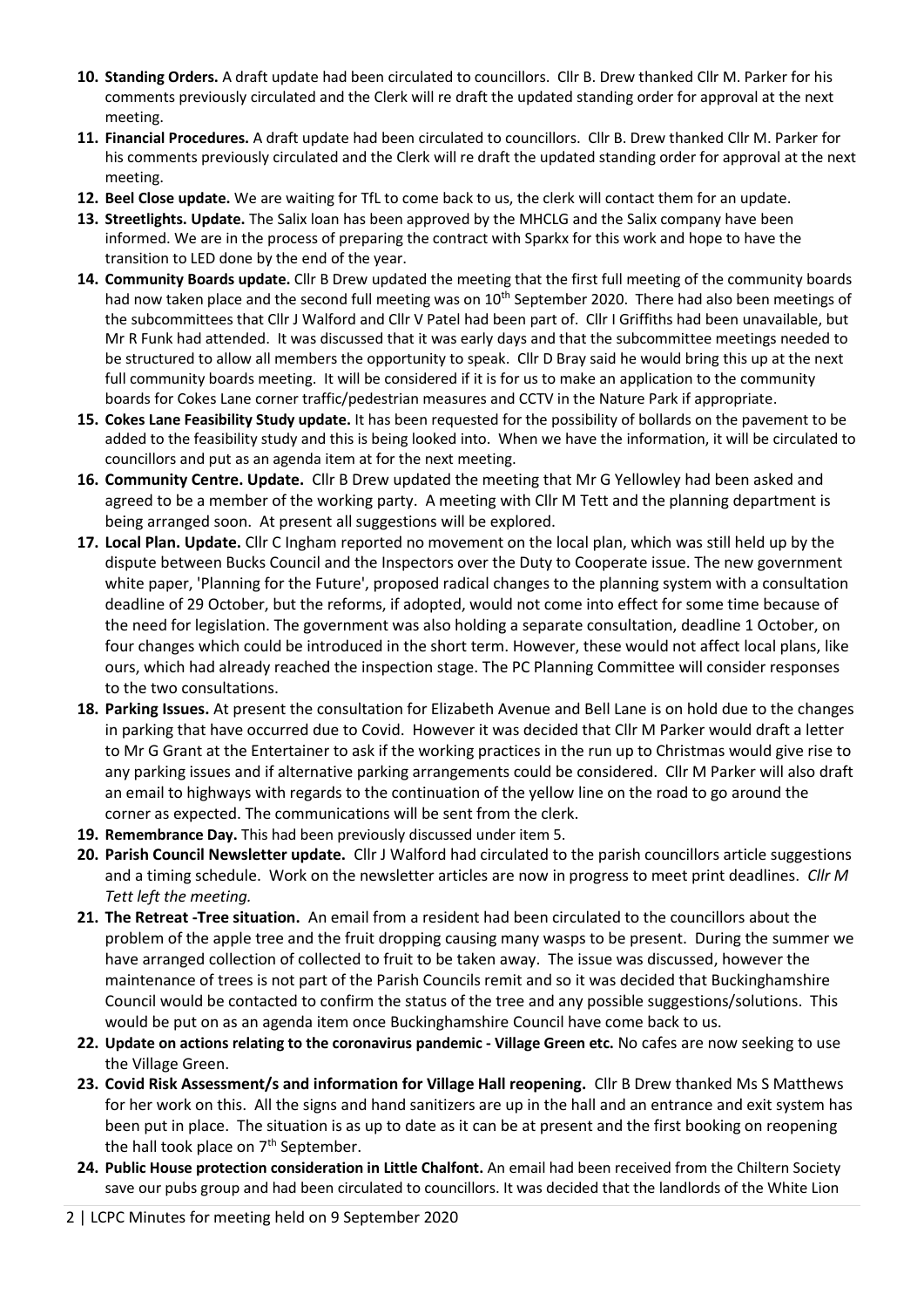10. **Standing Orders.** A draft update had been circulated to councillors. Cllr B. Drew thanked Cllr M. Parker for his comments previously circulated and the Clerk will re draft the updated standing order for approval at the next meeting.
11. **Financial Procedures.** A draft update had been circulated to councillors. Cllr B. Drew thanked Cllr M. Parker for his comments previously circulated and the Clerk will re draft the updated standing order for approval at the next meeting.
12. **Beel Close update.** We are waiting for TfL to come back to us, the clerk will contact them for an update.
13. **Streetlights. Update.** The Salix loan has been approved by the MHCLG and the Salix company have been informed. We are in the process of preparing the contract with Sparkx for this work and hope to have the transition to LED done by the end of the year.
14. **Community Boards update.** Cllr B Drew updated the meeting that the first full meeting of the community boards had now taken place and the second full meeting was on 10th September 2020. There had also been meetings of the subcommittees that Cllr J Walford and Cllr V Patel had been part of. Cllr I Griffiths had been unavailable, but Mr R Funk had attended. It was discussed that it was early days and that the subcommittee meetings needed to be structured to allow all members the opportunity to speak. Cllr D Bray said he would bring this up at the next full community boards meeting. It will be considered if it is for us to make an application to the community boards for Cokes Lane corner traffic/pedestrian measures and CCTV in the Nature Park if appropriate.
15. **Cokes Lane Feasibility Study update.** It has been requested for the possibility of bollards on the pavement to be added to the feasibility study and this is being looked into. When we have the information, it will be circulated to councillors and put as an agenda item at for the next meeting.
16. **Community Centre. Update.** Cllr B Drew updated the meeting that Mr G Yellowley had been asked and agreed to be a member of the working party. A meeting with Cllr M Tett and the planning department is being arranged soon. At present all suggestions will be explored.
17. **Local Plan. Update.** Cllr C Ingham reported no movement on the local plan, which was still held up by the dispute between Bucks Council and the Inspectors over the Duty to Cooperate issue. The new government white paper, 'Planning for the Future', proposed radical changes to the planning system with a consultation deadline of 29 October, but the reforms, if adopted, would not come into effect for some time because of the need for legislation. The government was also holding a separate consultation, deadline 1 October, on four changes which could be introduced in the short term. However, these would not affect local plans, like ours, which had already reached the inspection stage. The PC Planning Committee will consider responses to the two consultations.
18. **Parking Issues.** At present the consultation for Elizabeth Avenue and Bell Lane is on hold due to the changes in parking that have occurred due to Covid. However it was decided that Cllr M Parker would draft a letter to Mr G Grant at the Entertainer to ask if the working practices in the run up to Christmas would give rise to any parking issues and if alternative parking arrangements could be considered. Cllr M Parker will also draft an email to highways with regards to the continuation of the yellow line on the road to go around the corner as expected. The communications will be sent from the clerk.
19. **Remembrance Day.** This had been previously discussed under item 5.
20. **Parish Council Newsletter update.** Cllr J Walford had circulated to the parish councillors article suggestions and a timing schedule. Work on the newsletter articles are now in progress to meet print deadlines. *Cllr M Tett left the meeting.*
21. **The Retreat -Tree situation.** An email from a resident had been circulated to the councillors about the problem of the apple tree and the fruit dropping causing many wasps to be present. During the summer we have arranged collection of collected to fruit to be taken away. The issue was discussed, however the maintenance of trees is not part of the Parish Councils remit and so it was decided that Buckinghamshire Council would be contacted to confirm the status of the tree and any possible suggestions/solutions. This would be put on as an agenda item once Buckinghamshire Council have come back to us.
22. **Update on actions relating to the coronavirus pandemic - Village Green etc.** No cafes are now seeking to use the Village Green.
23. **Covid Risk Assessment/s and information for Village Hall reopening.** Cllr B Drew thanked Ms S Matthews for her work on this. All the signs and hand sanitizers are up in the hall and an entrance and exit system has been put in place. The situation is as up to date as it can be at present and the first booking on reopening the hall took place on 7th September.
24. **Public House protection consideration in Little Chalfont.** An email had been received from the Chiltern Society save our pubs group and had been circulated to councillors. It was decided that the landlords of the White Lion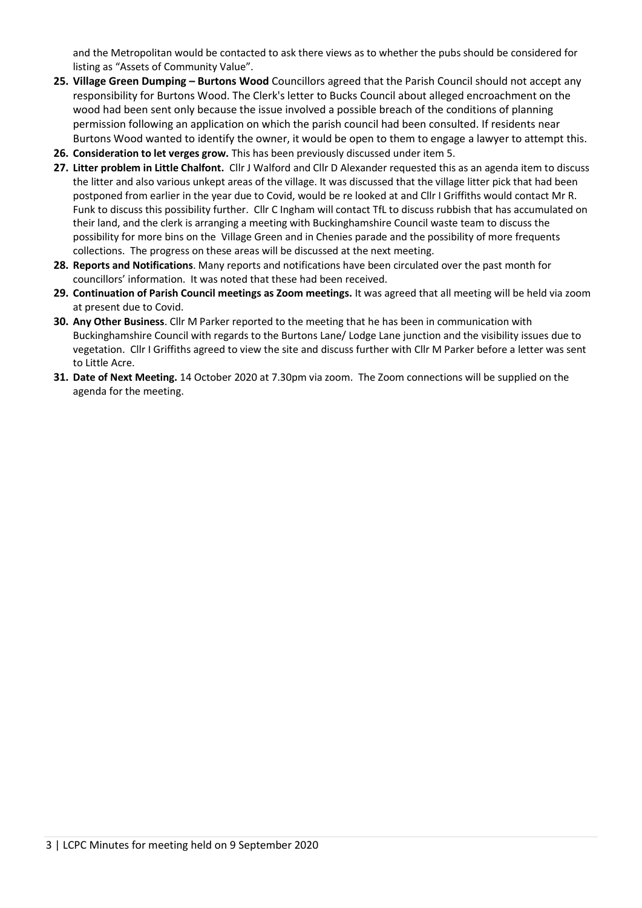and the Metropolitan would be contacted to ask there views as to whether the pubs should be considered for listing as "Assets of Community Value".

25. **Village Green Dumping – Burtons Wood** Councillors agreed that the Parish Council should not accept any responsibility for Burtons Wood. The Clerk's letter to Bucks Council about alleged encroachment on the wood had been sent only because the issue involved a possible breach of the conditions of planning permission following an application on which the parish council had been consulted. If residents near Burtons Wood wanted to identify the owner, it would be open to them to engage a lawyer to attempt this.
26. **Consideration to let verges grow.** This has been previously discussed under item 5.
27. **Litter problem in Little Chalfont.** Cllr J Walford and Cllr D Alexander requested this as an agenda item to discuss the litter and also various unkept areas of the village. It was discussed that the village litter pick that had been postponed from earlier in the year due to Covid, would be re looked at and Cllr I Griffiths would contact Mr R. Funk to discuss this possibility further. Cllr C Ingham will contact TfL to discuss rubbish that has accumulated on their land, and the clerk is arranging a meeting with Buckinghamshire Council waste team to discuss the possibility for more bins on the Village Green and in Chenies parade and the possibility of more frequents collections. The progress on these areas will be discussed at the next meeting.
28. **Reports and Notifications**. Many reports and notifications have been circulated over the past month for councillors' information. It was noted that these had been received.
29. **Continuation of Parish Council meetings as Zoom meetings.** It was agreed that all meeting will be held via zoom at present due to Covid.
30. **Any Other Business**. Cllr M Parker reported to the meeting that he has been in communication with Buckinghamshire Council with regards to the Burtons Lane/ Lodge Lane junction and the visibility issues due to vegetation. Cllr I Griffiths agreed to view the site and discuss further with Cllr M Parker before a letter was sent to Little Acre.
31. **Date of Next Meeting.** 14 October 2020 at 7.30pm via zoom. The Zoom connections will be supplied on the agenda for the meeting.